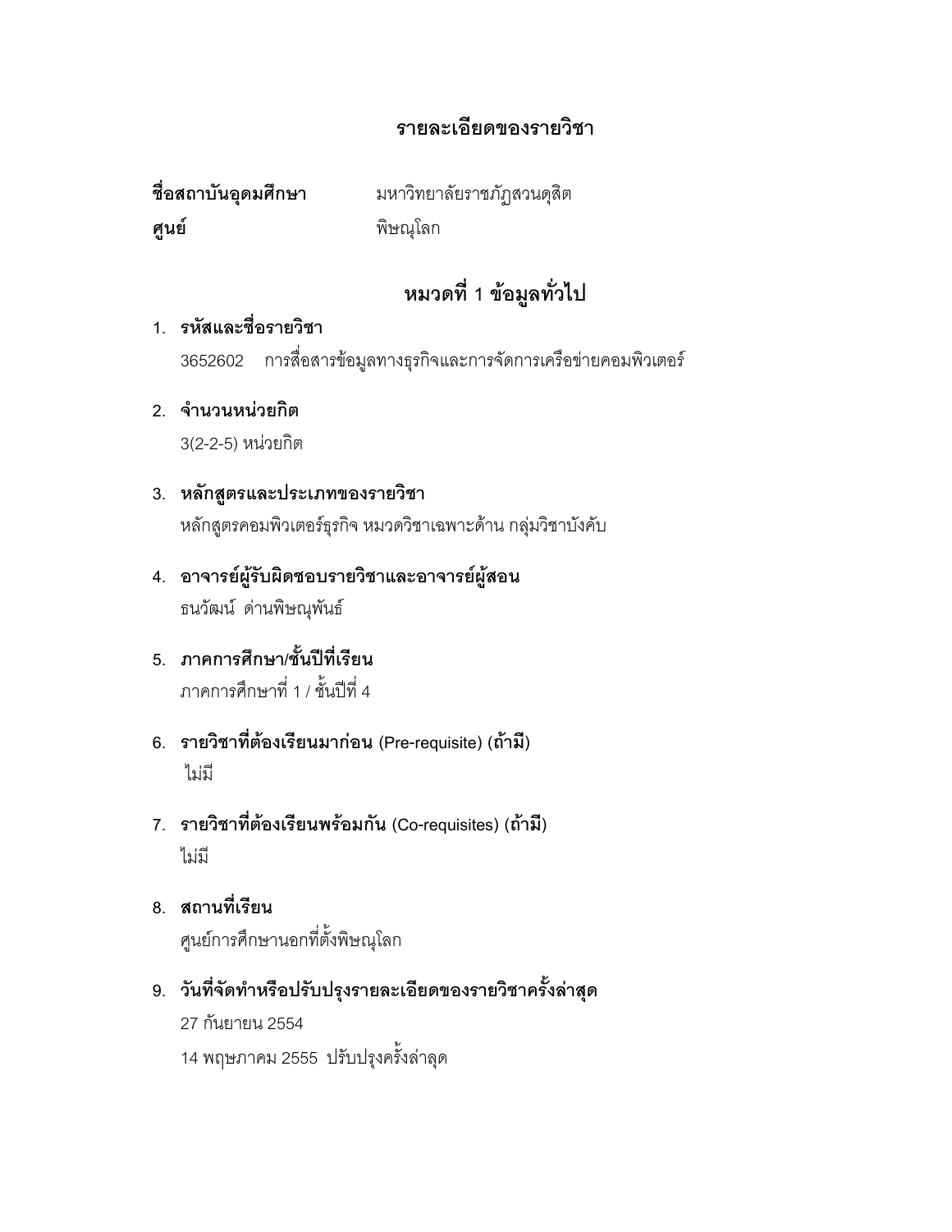# รายละเอียดของรายวิชา

**ชื่อสถาบันอุดมศึกษา** มหาวิทยาลัยราชภัฏสวนดุสิต

**ศูนย์** พิษณุโลก

## หมวดที่ 1 ข้อมูลทั่วไป

1. **รหัสและชื่อรายวิชา**

   3652602 การสื่อสารข้อมูลทางธุรกิจและการจัดการเครือข่ายคอมพิวเตอร์

2. **จำนวนหน่วยกิต**

   3(2-2-5) หน่วยกิต

3. **หลักสูตรและประเภทของรายวิชา**

   หลักสูตรคอมพิวเตอร์ธุรกิจ หมวดวิชาเฉพาะด้าน กลุ่มวิชาบังคับ

4. **อาจารย์ผู้รับผิดชอบรายวิชาและอาจารย์ผู้สอน**

   ธนวัฒน์ ด่านพิษณุพันธ์

5. **ภาคการศึกษา/ชั้นปีที่เรียน**

   ภาคการศึกษาที่ 1 / ชั้นปีที่ 4

6. **รายวิชาที่ต้องเรียนมาก่อน** (Pre-requisite) **(ถ้ามี)**

   ไม่มี

7. **รายวิชาที่ต้องเรียนพร้อมกัน** (Co-requisites) **(ถ้ามี)**

   ไม่มี

8. **สถานที่เรียน**

   ศูนย์การศึกษานอกที่ตั้งพิษณุโลก

9. **วันที่จัดทำหรือปรับปรุงรายละเอียดของรายวิชาครั้งล่าสุด**

   27 กันยายน 2554

   14 พฤษภาคม 2555 ปรับปรุงครั้งล่าลุด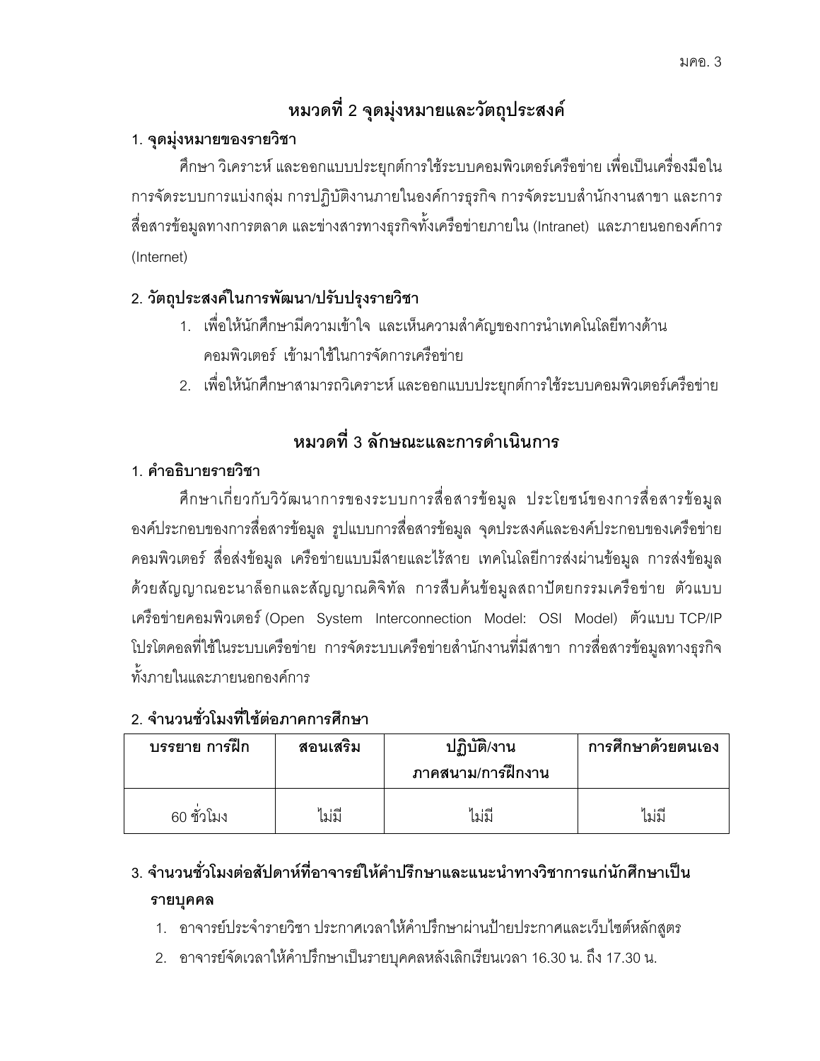## หมวดที่ 2 จุดมุ่งหมายและวัตถุประสงค์

### 1. จุดมุ่งหมายของรายวิชา

ศึกษา วิเคราะห์ และออกแบบประยุกต์การใช้ระบบคอมพิวเตอร์เครือข่าย เพื่อเป็นเครื่องมือในการจัดระบบการแบ่งกลุ่ม การปฏิบัติงานภายในองค์การธุรกิจ การจัดระบบสำนักงานสาขา และการสื่อสารข้อมูลทางการตลาด และข่างสารทางธุรกิจทั้งเครือข่ายภายใน (Intranet) และภายนอกองค์การ (Internet)

### 2. วัตถุประสงค์ในการพัฒนา/ปรับปรุงรายวิชา

1. เพื่อให้นักศึกษามีความเข้าใจ และเห็นความสำคัญของการนำเทคโนโลยีทางด้านคอมพิวเตอร์ เข้ามาใช้ในการจัดการเครือข่าย
2. เพื่อให้นักศึกษาสามารถวิเคราะห์ และออกแบบประยุกต์การใช้ระบบคอมพิวเตอร์เครือข่าย

## หมวดที่ 3 ลักษณะและการดำเนินการ

### 1. คำอธิบายรายวิชา

ศึกษาเกี่ยวกับวิวัฒนาการของระบบการสื่อสารข้อมูล ประโยชน์ของการสื่อสารข้อมูล องค์ประกอบของการสื่อสารข้อมูล รูปแบบการสื่อสารข้อมูล จุดประสงค์และองค์ประกอบของเครือข่ายคอมพิวเตอร์ สื่อส่งข้อมูล เครือข่ายแบบมีสายและไร้สาย เทคโนโลยีการส่งผ่านข้อมูล การส่งข้อมูลด้วยสัญญาณอะนาล็อกและสัญญาณดิจิทัล การสืบค้นข้อมูลสถาปัตยกรรมเครือข่าย ตัวแบบเครือข่ายคอมพิวเตอร์ (Open System Interconnection Model: OSI Model) ตัวแบบ TCP/IP โปรโตคอลที่ใช้ในระบบเครือข่าย การจัดระบบเครือข่ายสำนักงานที่มีสาขา การสื่อสารข้อมูลทางธุรกิจทั้งภายในและภายนอกองค์การ

### 2. จำนวนชั่วโมงที่ใช้ต่อภาคการศึกษา

| บรรยาย การฝึก | สอนเสริม | ปฏิบัติ/งานภาคสนาม/การฝึกงาน | การศึกษาด้วยตนเอง |
|---|---|---|---|
| 60 ชั่วโมง | ไม่มี | ไม่มี | ไม่มี |

### 3. จำนวนชั่วโมงต่อสัปดาห์ที่อาจารย์ให้คำปรึกษาและแนะนำทางวิชาการแก่นักศึกษาเป็นรายบุคคล

1. อาจารย์ประจำรายวิชา ประกาศเวลาให้คำปรึกษาผ่านป้ายประกาศและเว็บไซต์หลักสูตร
2. อาจารย์จัดเวลาให้คำปรึกษาเป็นรายบุคคลหลังเลิกเรียนเวลา 16.30 น. ถึง 17.30 น.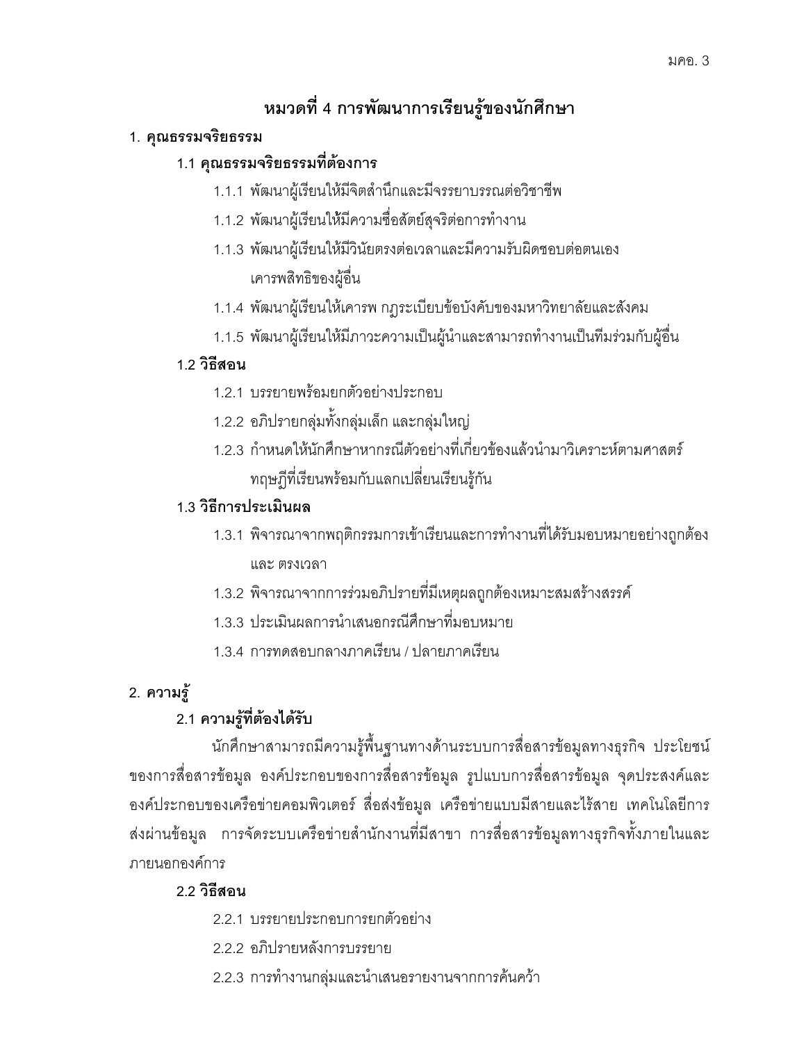## หมวดที่ 4 การพัฒนาการเรียนรู้ของนักศึกษา

### 1. คุณธรรมจริยธรรม

#### 1.1 คุณธรรมจริยธรรมที่ต้องการ

1.1.1 พัฒนาผู้เรียนให้มีจิตสำนึกและมีจรรยาบรรณต่อวิชาชีพ

1.1.2 พัฒนาผู้เรียนให้มีความซื่อสัตย์สุจริตต่อการทำงาน

1.1.3 พัฒนาผู้เรียนให้มีวินัยตรงต่อเวลาและมีความรับผิดชอบต่อตนเอง เคารพสิทธิของผู้อื่น

1.1.4 พัฒนาผู้เรียนให้เคารพ กฎระเบียบข้อบังคับของมหาวิทยาลัยและสังคม

1.1.5 พัฒนาผู้เรียนให้มีภาวะความเป็นผู้นำและสามารถทำงานเป็นทีมร่วมกับผู้อื่น

#### 1.2 วิธีสอน

1.2.1 บรรยายพร้อมยกตัวอย่างประกอบ

1.2.2 อภิปรายกลุ่มทั้งกลุ่มเล็ก และกลุ่มใหญ่

1.2.3 กำหนดให้นักศึกษาหากรณีตัวอย่างที่เกี่ยวข้องแล้วนำมาวิเคราะห์ตามศาสตร์ ทฤษฎีที่เรียนพร้อมกับแลกเปลี่ยนเรียนรู้กัน

#### 1.3 วิธีการประเมินผล

1.3.1 พิจารณาจากพฤติกรรมการเข้าเรียนและการทำงานที่ได้รับมอบหมายอย่างถูกต้อง และ ตรงเวลา

1.3.2 พิจารณาจากการร่วมอภิปรายที่มีเหตุผลถูกต้องเหมาะสมสร้างสรรค์

1.3.3 ประเมินผลการนำเสนอกรณีศึกษาที่มอบหมาย

1.3.4 การทดสอบกลางภาคเรียน / ปลายภาคเรียน

### 2. ความรู้

#### 2.1 ความรู้ที่ต้องได้รับ

นักศึกษาสามารถมีความรู้พื้นฐานทางด้านระบบการสื่อสารข้อมูลทางธุรกิจ ประโยชน์ของการสื่อสารข้อมูล องค์ประกอบของการสื่อสารข้อมูล รูปแบบการสื่อสารข้อมูล จุดประสงค์และองค์ประกอบของเครือข่ายคอมพิวเตอร์ สื่อส่งข้อมูล เครือข่ายแบบมีสายและไร้สาย เทคโนโลยีการส่งผ่านข้อมูล การจัดระบบเครือข่ายสำนักงานที่มีสาขา การสื่อสารข้อมูลทางธุรกิจทั้งภายในและภายนอกองค์การ

#### 2.2 วิธีสอน

2.2.1 บรรยายประกอบการยกตัวอย่าง

2.2.2 อภิปรายหลังการบรรยาย

2.2.3 การทำงานกลุ่มและนำเสนอรายงานจากการค้นคว้า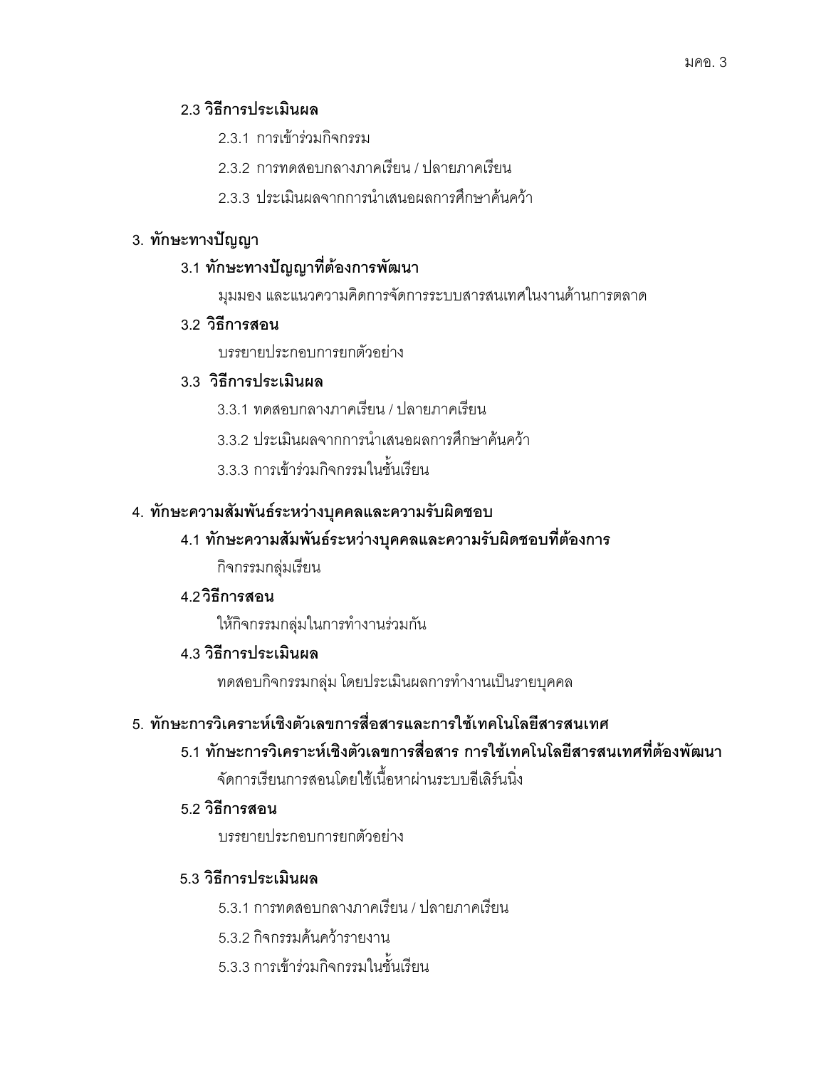### 2.3 วิธีการประเมินผล

2.3.1 การเข้าร่วมกิจกรรม

2.3.2 การทดสอบกลางภาคเรียน / ปลายภาคเรียน

2.3.3 ประเมินผลจากการนำเสนอผลการศึกษาค้นคว้า

## 3. ทักษะทางปัญญา

### 3.1 ทักษะทางปัญญาที่ต้องการพัฒนา

มุมมอง และแนวความคิดการจัดการระบบสารสนเทศในงานด้านการตลาด

### 3.2 วิธีการสอน

บรรยายประกอบการยกตัวอย่าง

### 3.3 วิธีการประเมินผล

3.3.1 ทดสอบกลางภาคเรียน / ปลายภาคเรียน

3.3.2 ประเมินผลจากการนำเสนอผลการศึกษาค้นคว้า

3.3.3 การเข้าร่วมกิจกรรมในชั้นเรียน

## 4. ทักษะความสัมพันธ์ระหว่างบุคคลและความรับผิดชอบ

### 4.1 ทักษะความสัมพันธ์ระหว่างบุคคลและความรับผิดชอบที่ต้องการ

กิจกรรมกลุ่มเรียน

### 4.2 วิธีการสอน

ให้กิจกรรมกลุ่มในการทำงานร่วมกัน

### 4.3 วิธีการประเมินผล

ทดสอบกิจกรรมกลุ่ม โดยประเมินผลการทำงานเป็นรายบุคคล

## 5. ทักษะการวิเคราะห์เชิงตัวเลขการสื่อสารและการใช้เทคโนโลยีสารสนเทศ

### 5.1 ทักษะการวิเคราะห์เชิงตัวเลขการสื่อสาร การใช้เทคโนโลยีสารสนเทศที่ต้องพัฒนา

จัดการเรียนการสอนโดยใช้เนื้อหาผ่านระบบอีเลิร์นนิ่ง

### 5.2 วิธีการสอน

บรรยายประกอบการยกตัวอย่าง

### 5.3 วิธีการประเมินผล

5.3.1 การทดสอบกลางภาคเรียน / ปลายภาคเรียน

5.3.2 กิจกรรมค้นคว้ารายงาน

5.3.3 การเข้าร่วมกิจกรรมในชั้นเรียน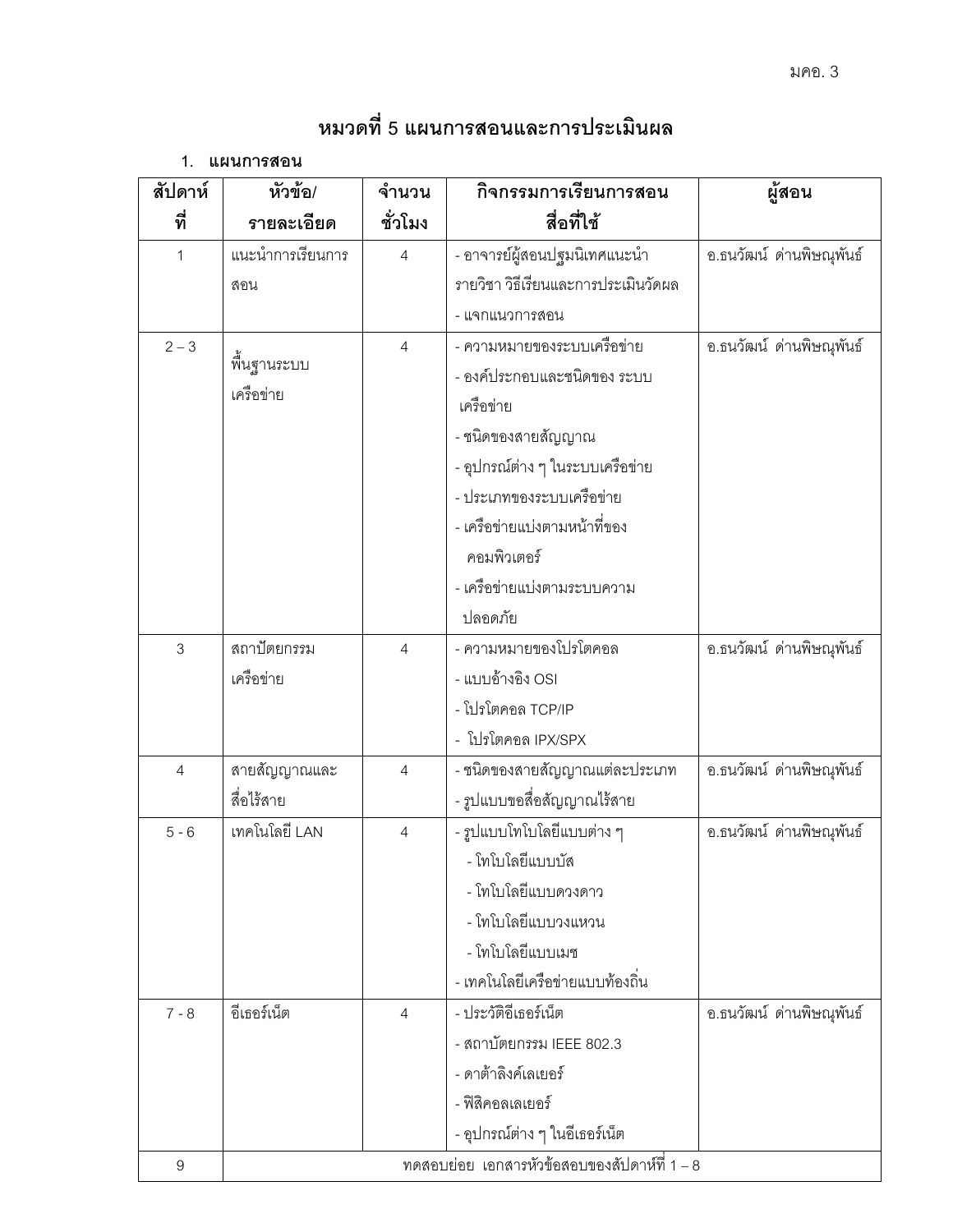# หมวดที่ 5 แผนการสอนและการประเมินผล

1. **แผนการสอน**

| สัปดาห์ที่ | หัวข้อ/รายละเอียด | จำนวนชั่วโมง | กิจกรรมการเรียนการสอน สื่อที่ใช้ | ผู้สอน |
|---|---|---|---|---|
| 1 | แนะนำการเรียนการสอน | 4 | - อาจารย์ผู้สอนปฐมนิเทศแนะนำรายวิชา วิธีเรียนและการประเมินวัดผล<br>- แจกแนวการสอน | อ.ธนวัฒน์ ด่านพิษณุพันธ์ |
| 2 – 3 | พื้นฐานระบบเครือข่าย | 4 | - ความหมายของระบบเครือข่าย<br>- องค์ประกอบและชนิดของ ระบบเครือข่าย<br>- ชนิดของสายสัญญาณ<br>- อุปกรณ์ต่าง ๆ ในระบบเครือข่าย<br>- ประเภทของระบบเครือข่าย<br>- เครือข่ายแบ่งตามหน้าที่ของคอมพิวเตอร์<br>- เครือข่ายแบ่งตามระบบความปลอดภัย | อ.ธนวัฒน์ ด่านพิษณุพันธ์ |
| 3 | สถาปัตยกรรมเครือข่าย | 4 | - ความหมายของโปรโตคอล<br>- แบบอ้างอิง OSI<br>- โปรโตคอล TCP/IP<br>- โปรโตคอล IPX/SPX | อ.ธนวัฒน์ ด่านพิษณุพันธ์ |
| 4 | สายสัญญาณและสื่อไร้สาย | 4 | - ชนิดของสายสัญญาณแต่ละประเภท<br>- รูปแบบขอสื่อสัญญาณไร้สาย | อ.ธนวัฒน์ ด่านพิษณุพันธ์ |
| 5 - 6 | เทคโนโลยี LAN | 4 | - รูปแบบโทโบโลยีแบบต่าง ๆ<br>- โทโบโลยีแบบบัส<br>- โทโบโลยีแบบดวงดาว<br>- โทโบโลยีแบบวงแหวน<br>- โทโบโลยีแบบเมช<br>- เทคโนโลยีเครือข่ายแบบท้องถิ่น | อ.ธนวัฒน์ ด่านพิษณุพันธ์ |
| 7 - 8 | อีเธอร์เน็ต | 4 | - ประวัติอีเธอร์เน็ต<br>- สถาบัตยกรรม IEEE 802.3<br>- ดาต้าลิงค์เลเยอร์<br>- ฟิสิคอลเลเยอร์<br>- อุปกรณ์ต่าง ๆ ในอีเธอร์เน็ต | อ.ธนวัฒน์ ด่านพิษณุพันธ์ |
| 9 | ทดสอบย่อย เอกสารหัวข้อสอบของสัปดาห์ที่ 1 – 8 | | | |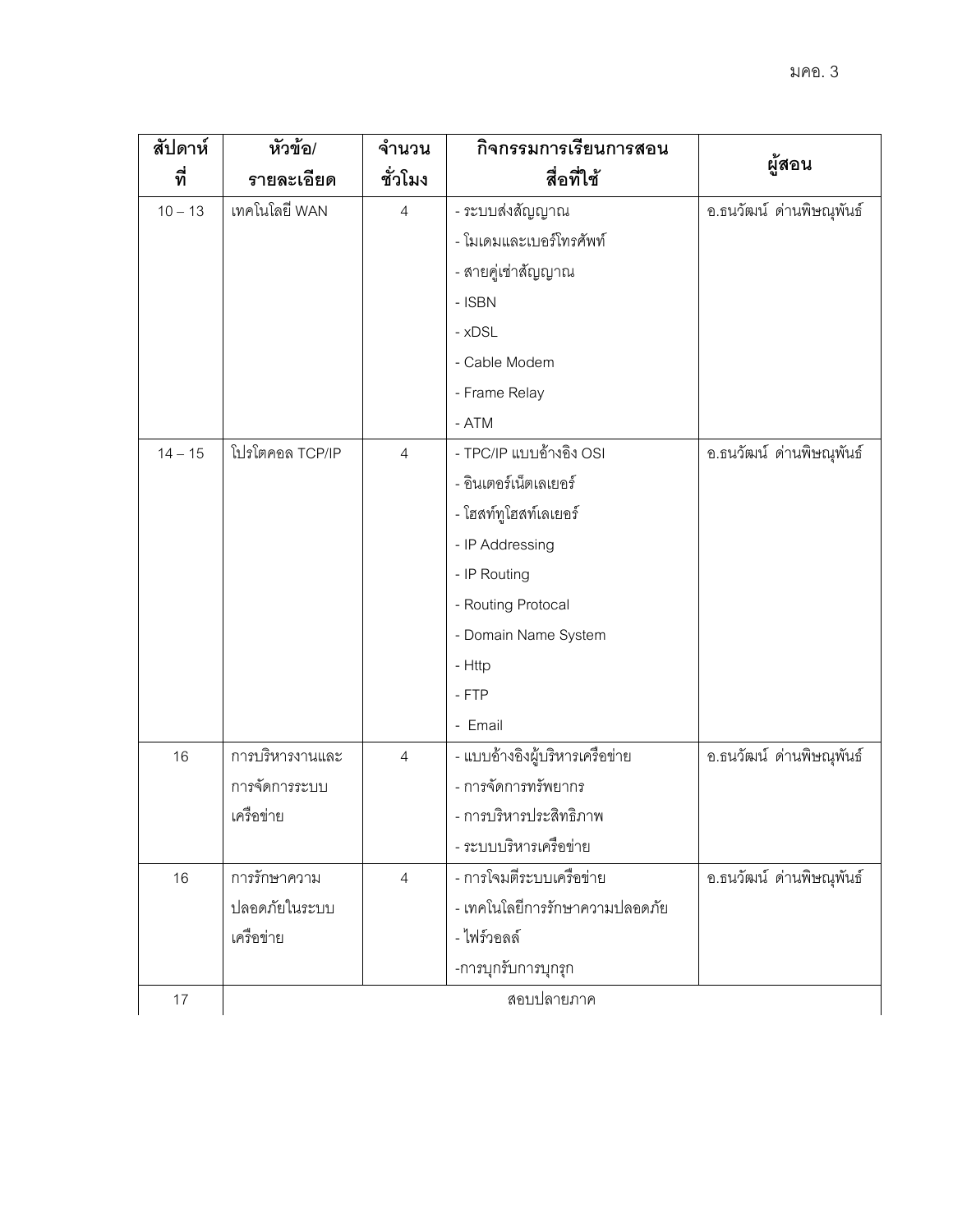| สัปดาห์ที่ | หัวข้อ/รายละเอียด | จำนวนชั่วโมง | กิจกรรมการเรียนการสอน สื่อที่ใช้ | ผู้สอน |
|---|---|---|---|---|
| 10 – 13 | เทคโนโลยี WAN | 4 | - ระบบส่งสัญญาณ<br>- โมเดมและเบอร์โทรศัพท์<br>- สายคู่เช่าสัญญาณ<br>- ISBN<br>- xDSL<br>- Cable Modem<br>- Frame Relay<br>- ATM | อ.ธนวัฒน์ ด่านพิษณุพันธ์ |
| 14 – 15 | โปรโตคอล TCP/IP | 4 | - TPC/IP แบบอ้างอิง OSI<br>- อินเตอร์เน็ตเลเยอร์<br>- โฮสท์ทูโฮสท์เลเยอร์<br>- IP Addressing<br>- IP Routing<br>- Routing Protocal<br>- Domain Name System<br>- Http<br>- FTP<br>- Email | อ.ธนวัฒน์ ด่านพิษณุพันธ์ |
| 16 | การบริหารงานและการจัดการระบบเครือข่าย | 4 | - แบบอ้างอิงผู้บริหารเครือข่าย<br>- การจัดการทรัพยากร<br>- การบริหารประสิทธิภาพ<br>- ระบบบริหารเครือข่าย | อ.ธนวัฒน์ ด่านพิษณุพันธ์ |
| 16 | การรักษาความปลอดภัยในระบบเครือข่าย | 4 | - การโจมตีระบบเครือข่าย<br>- เทคโนโลยีการรักษาความปลอดภัย<br>- ไฟร์วอลล์<br>-การบุกรับการบุกรุก | อ.ธนวัฒน์ ด่านพิษณุพันธ์ |
| 17 | สอบปลายภาค | | | |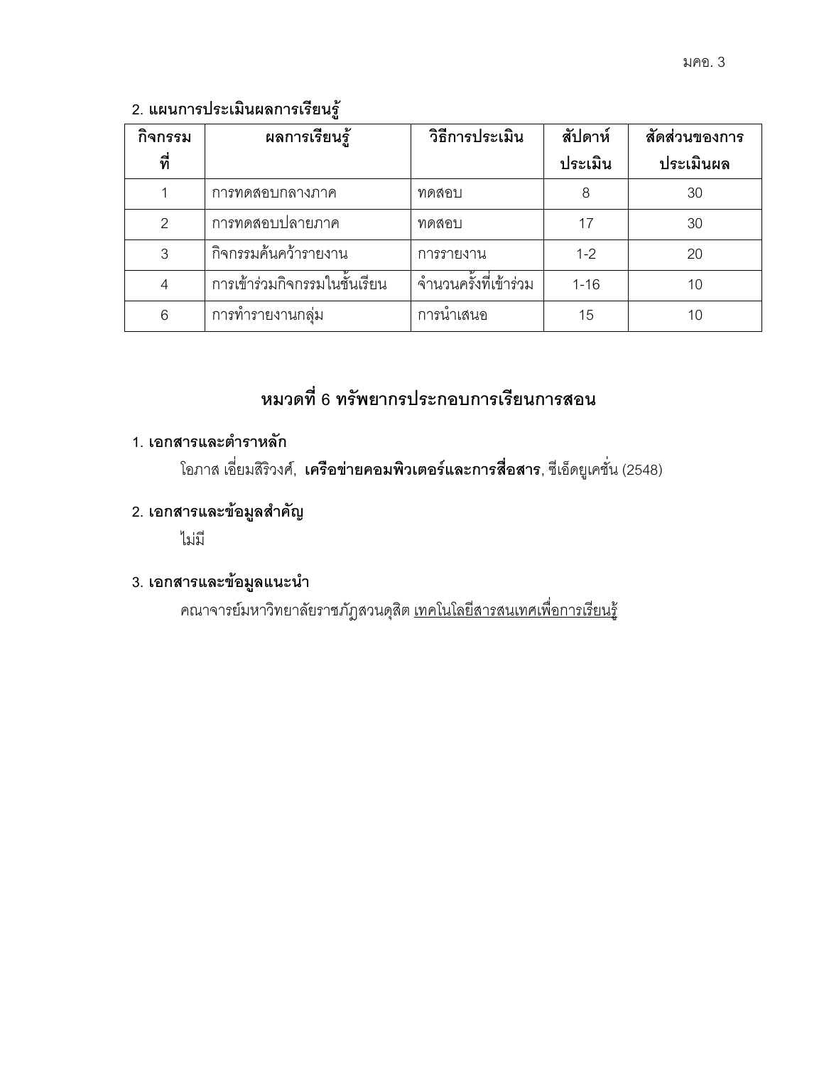### 2. แผนการประเมินผลการเรียนรู้

| กิจกรรมที่ | ผลการเรียนรู้ | วิธีการประเมิน | สัปดาห์ประเมิน | สัดส่วนของการประเมินผล |
|---|---|---|---|---|
| 1 | การทดสอบกลางภาค | ทดสอบ | 8 | 30 |
| 2 | การทดสอบปลายภาค | ทดสอบ | 17 | 30 |
| 3 | กิจกรรมค้นคว้ารายงาน | การรายงาน | 1-2 | 20 |
| 4 | การเข้าร่วมกิจกรรมในชั้นเรียน | จำนวนครั้งที่เข้าร่วม | 1-16 | 10 |
| 6 | การทำรายงานกลุ่ม | การนำเสนอ | 15 | 10 |

## หมวดที่ 6 ทรัพยากรประกอบการเรียนการสอน

### 1. เอกสารและตำราหลัก

โอภาส เอี่ยมสิริวงศ์, **เครือข่ายคอมพิวเตอร์และการสื่อสาร**, ซีเอ็ดยูเคชั่น (2548)

### 2. เอกสารและข้อมูลสำคัญ

ไม่มี

### 3. เอกสารและข้อมูลแนะนำ

คณาจารย์มหาวิทยาลัยราชภัฏสวนดุสิต <u>เทคโนโลยีสารสนเทศเพื่อการเรียนรู้</u>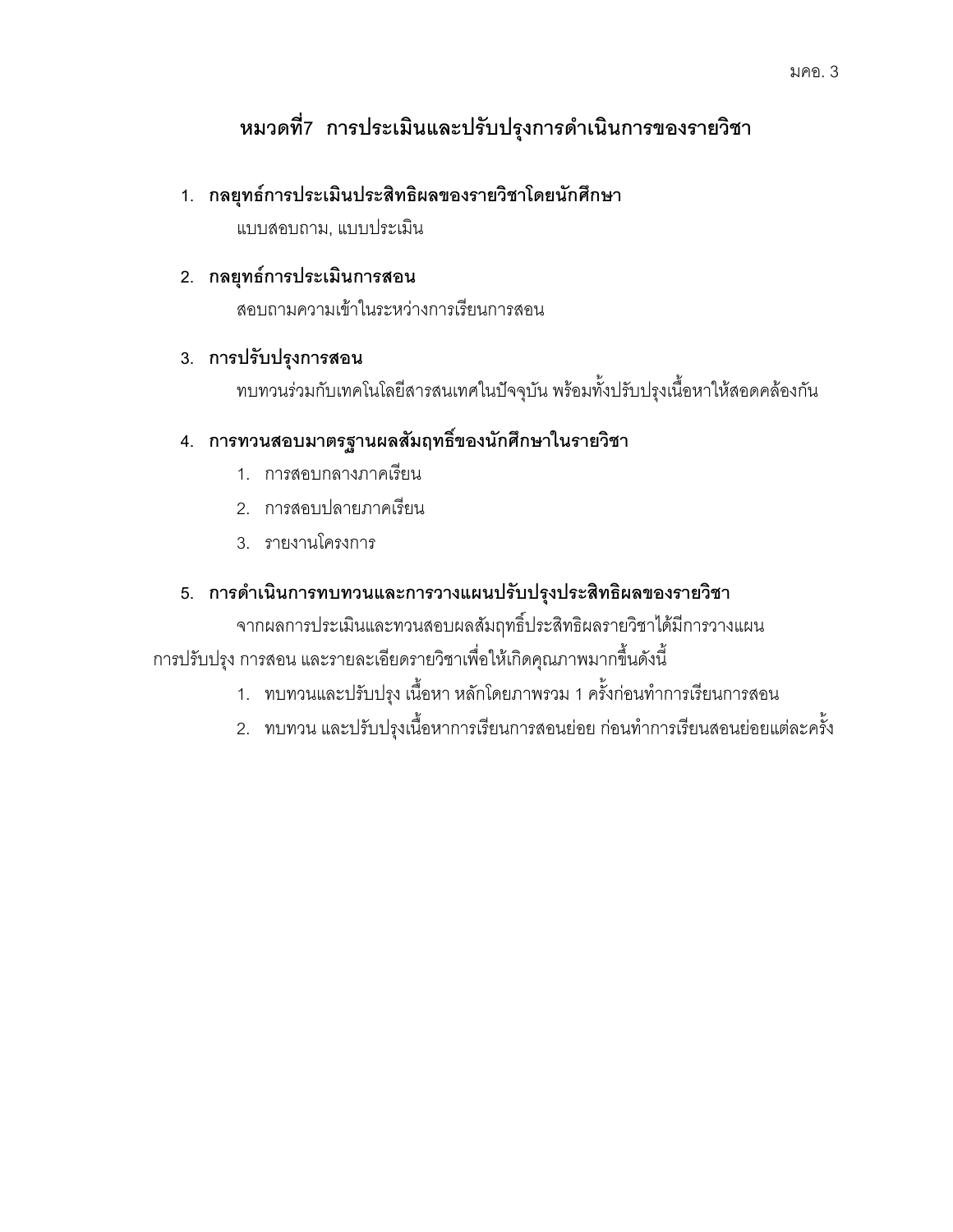## หมวดที่7 การประเมินและปรับปรุงการดำเนินการของรายวิชา

1. **กลยุทธ์การประเมินประสิทธิผลของรายวิชาโดยนักศึกษา**

   แบบสอบถาม, แบบประเมิน

2. **กลยุทธ์การประเมินการสอน**

   สอบถามความเข้าในระหว่างการเรียนการสอน

3. **การปรับปรุงการสอน**

   ทบทวนร่วมกับเทคโนโลยีสารสนเทศในปัจจุบัน พร้อมทั้งปรับปรุงเนื้อหาให้สอดคล้องกัน

4. **การทวนสอบมาตรฐานผลสัมฤทธิ์ของนักศึกษาในรายวิชา**

   1. การสอบกลางภาคเรียน
   2. การสอบปลายภาคเรียน
   3. รายงานโครงการ

5. **การดำเนินการทบทวนและการวางแผนปรับปรุงประสิทธิผลของรายวิชา**

   จากผลการประเมินและทวนสอบผลสัมฤทธิ์ประสิทธิผลรายวิชาได้มีการวางแผนการปรับปรุง การสอน และรายละเอียดรายวิชาเพื่อให้เกิดคุณภาพมากขึ้นดังนี้

   1. ทบทวนและปรับปรุง เนื้อหา หลักโดยภาพรวม 1 ครั้งก่อนทำการเรียนการสอน
   2. ทบทวน และปรับปรุงเนื้อหาการเรียนการสอนย่อย ก่อนทำการเรียนสอนย่อยแต่ละครั้ง